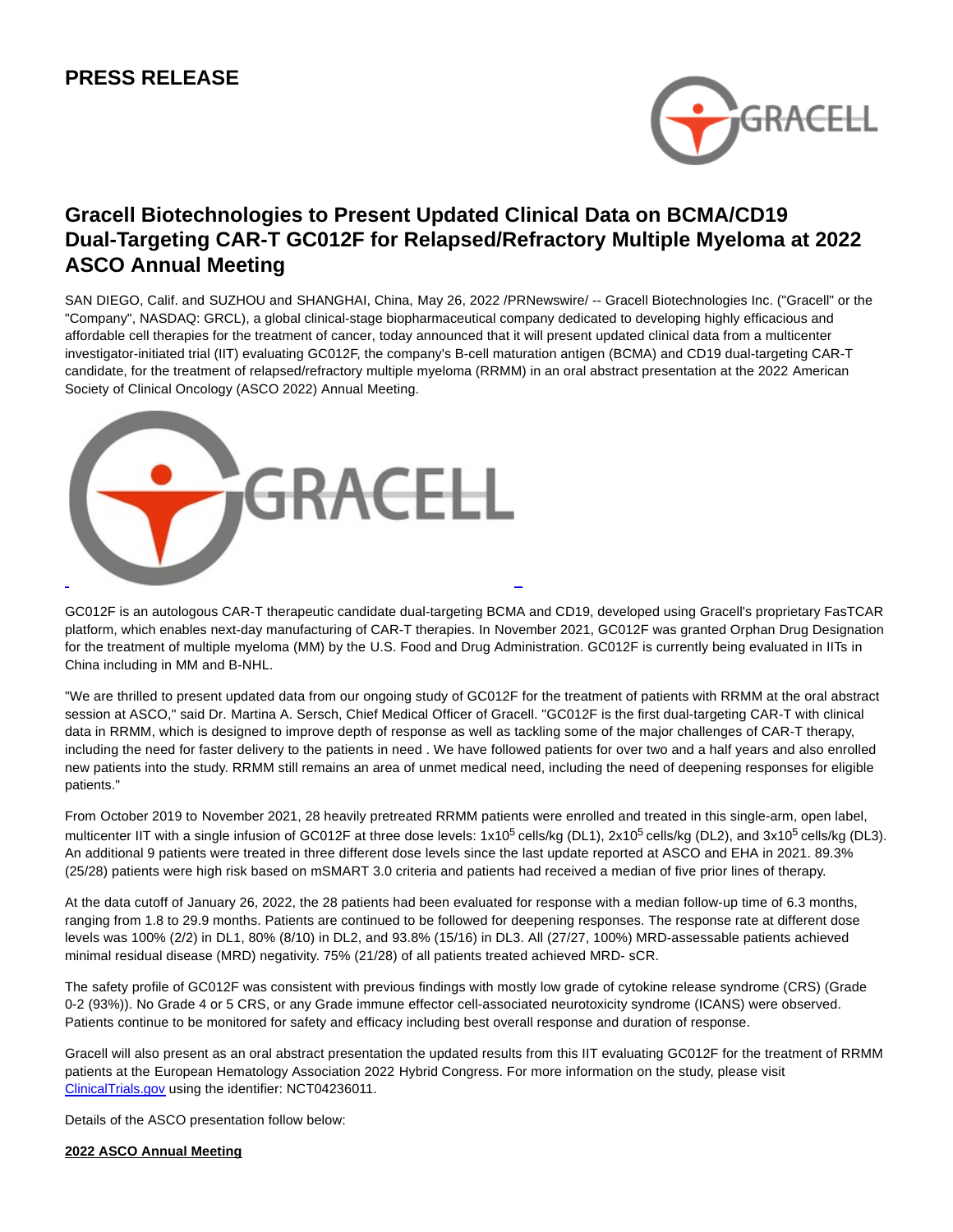# PRESS RELEASE

## Gracell Biotechnologies to Present Updated Clinical Data on BCMA/CD19 Dual-Targeting CAR-T GC012F for Relapsed/Refractory Multiple Myeloma at 2022 ASCO Annual Meeting

SAN DIEGO, Calif. and SUZHOU and SHANGHAI, China, May 26, 2022 /PRNewswire/ -- Gracell Biotechnologies Inc. ("Gracell" or the "Company", NASDAQ: GRCL), a global clinical-stage biopharmaceutical company dedicated to developing highly efficacious and affordable cell therapies for the treatment of cancer, today announced that it will present updated clinical data from a multicenter investigator-initiated trial (IIT) evaluating GC012F, the company's B-cell maturation antigen (BCMA) and CD19 dual-targeting CAR-T candidate, for the treatment of relapsed/refractory multiple myeloma (RRMM) in an oral abstract presentation at the 2022 American Society of Clinical Oncology (ASCO 2022) Annual Meeting.

GC012F is an autologous CAR-T therapeutic candidate dual-targeting BCMA and CD19, developed using Gracell's proprietary FasTCAR platform, which enables next-day manufacturing of CAR-T therapies. In November 2021, GC012F was granted Orphan Drug Designation for the treatment of multiple myeloma (MM) by the U.S. Food and Drug Administration. GC012F is currently being evaluated in IITs in China including in MM and B-NHL.

"We are thrilled to present updated data from our ongoing study of GC012F for the treatment of patients with RRMM at the oral abstract session at ASCO," said Dr. Martina A. Sersch, Chief Medical Officer of Gracell. "GC012F is the first dual-targeting CAR-T with clinical data in RRMM, which is designed to improve depth of response as well as tackling some of the major challenges of CAR-T therapy, including the need for faster delivery to the patients in need . We have followed patients for over two and a half years and also enrolled new patients into the study. RRMM still remains an area of unmet medical need, including the need of deepening responses for eligible patients."

From October 2019 to November 2021, 28 heavily pretreated RRMM patients were enrolled and treated in this single-arm, open label, multicenter IIT with a single infusion of GC012F at three dose levels: $1x10^5$ cells/kg (DL1), $2x10^5$ cells/kg (DL2), and $3x10^5$ cells/kg (DL3). An additional 9 patients were treated in three different dose levels since the last update reported at ASCO and EHA in 2021. 89.3% (25/28) patients were high risk based on mSMART 3.0 criteria and patients had received a median of five prior lines of therapy.

At the data cutoff of January 26, 2022, the 28 patients had been evaluated for response with a median follow-up time of 6.3 months, ranging from 1.8 to 29.9 months. Patients are continued to be followed for deepening responses. The response rate at different dose levels was 100% (2/2) in DL1, 80% (8/10) in DL2, and 93.8% (15/16) in DL3. All (27/27, 100%) MRD-assessable patients achieved minimal residual disease (MRD) negativity. 75% (21/28) of all patients treated achieved MRD- sCR.

The safety profile of GC012F was consistent with previous findings with mostly low grade of cytokine release syndrome (CRS) (Grade 0-2 (93%)). No Grade 4 or 5 CRS, or any Grade immune effector cell-associated neurotoxicity syndrome (ICANS) were observed. Patients continue to be monitored for safety and efficacy including best overall response and duration of response.

Gracell will also present as an oral abstract presentation the updated results from this IIT evaluating GC012F for the treatment of RRMM patients at the European Hematology Association 2022 Hybrid Congress. For more information on the study, please visit ClinicalTrials.gov using the identifier: NCT04236011.

Details of the ASCO presentation follow below:

**2022 ASCO Annual Meeting**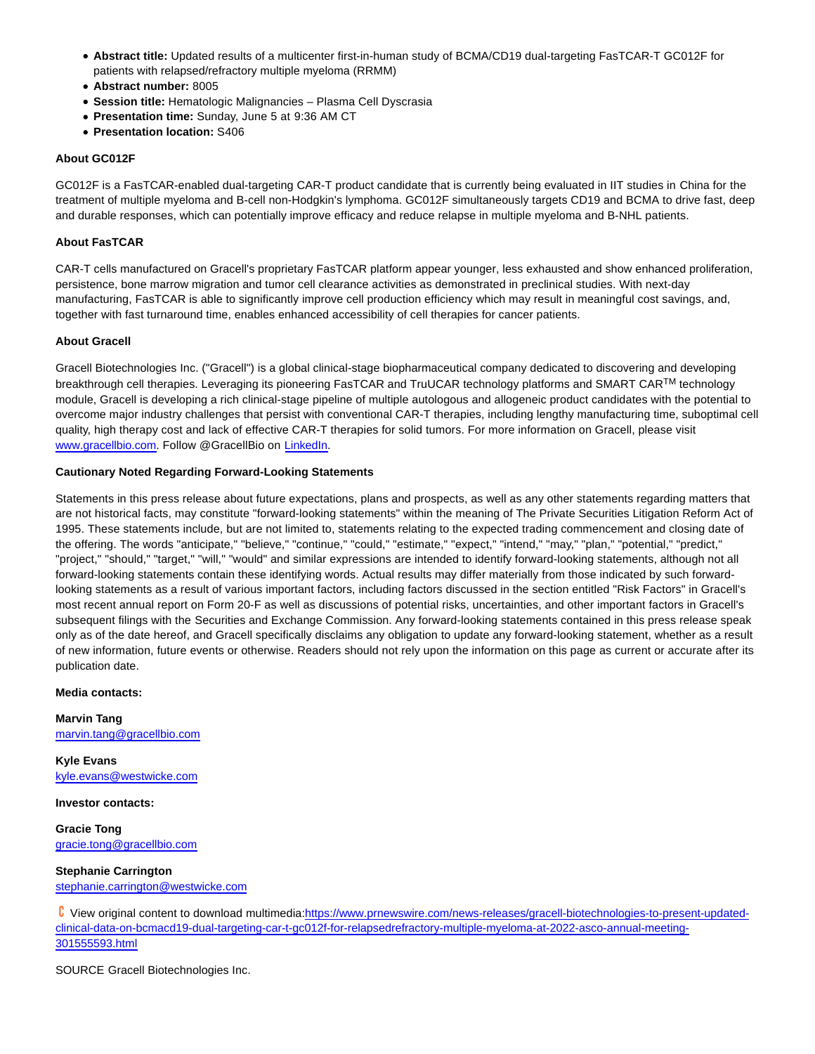- **Abstract title:** Updated results of a multicenter first-in-human study of BCMA/CD19 dual-targeting FasTCAR-T GC012F for patients with relapsed/refractory multiple myeloma (RRMM)
- **Abstract number:** 8005
- **Session title:** Hematologic Malignancies – Plasma Cell Dyscrasia
- **Presentation time:** Sunday, June 5 at 9:36 AM CT
- **Presentation location:** S406

**About GC012F**

GC012F is a FasTCAR-enabled dual-targeting CAR-T product candidate that is currently being evaluated in IIT studies in China for the treatment of multiple myeloma and B-cell non-Hodgkin's lymphoma. GC012F simultaneously targets CD19 and BCMA to drive fast, deep and durable responses, which can potentially improve efficacy and reduce relapse in multiple myeloma and B-NHL patients.

**About FasTCAR**

CAR-T cells manufactured on Gracell's proprietary FasTCAR platform appear younger, less exhausted and show enhanced proliferation, persistence, bone marrow migration and tumor cell clearance activities as demonstrated in preclinical studies. With next-day manufacturing, FasTCAR is able to significantly improve cell production efficiency which may result in meaningful cost savings, and, together with fast turnaround time, enables enhanced accessibility of cell therapies for cancer patients.

**About Gracell**

Gracell Biotechnologies Inc. ("Gracell") is a global clinical-stage biopharmaceutical company dedicated to discovering and developing breakthrough cell therapies. Leveraging its pioneering FasTCAR and TruUCAR technology platforms and SMART CAR™ technology module, Gracell is developing a rich clinical-stage pipeline of multiple autologous and allogeneic product candidates with the potential to overcome major industry challenges that persist with conventional CAR-T therapies, including lengthy manufacturing time, suboptimal cell quality, high therapy cost and lack of effective CAR-T therapies for solid tumors. For more information on Gracell, please visit www.gracellbio.com. Follow @GracellBio on LinkedIn.

**Cautionary Noted Regarding Forward-Looking Statements**

Statements in this press release about future expectations, plans and prospects, as well as any other statements regarding matters that are not historical facts, may constitute "forward-looking statements" within the meaning of The Private Securities Litigation Reform Act of 1995. These statements include, but are not limited to, statements relating to the expected trading commencement and closing date of the offering. The words "anticipate," "believe," "continue," "could," "estimate," "expect," "intend," "may," "plan," "potential," "predict," "project," "should," "target," "will," "would" and similar expressions are intended to identify forward-looking statements, although not all forward-looking statements contain these identifying words. Actual results may differ materially from those indicated by such forward-looking statements as a result of various important factors, including factors discussed in the section entitled "Risk Factors" in Gracell's most recent annual report on Form 20-F as well as discussions of potential risks, uncertainties, and other important factors in Gracell's subsequent filings with the Securities and Exchange Commission. Any forward-looking statements contained in this press release speak only as of the date hereof, and Gracell specifically disclaims any obligation to update any forward-looking statement, whether as a result of new information, future events or otherwise. Readers should not rely upon the information on this page as current or accurate after its publication date.

**Media contacts:**

**Marvin Tang**
marvin.tang@gracellbio.com

**Kyle Evans**
kyle.evans@westwicke.com

**Investor contacts:**

**Gracie Tong**
gracie.tong@gracellbio.com

**Stephanie Carrington**
stephanie.carrington@westwicke.com

View original content to download multimedia:https://www.prnewswire.com/news-releases/gracell-biotechnologies-to-present-updated-clinical-data-on-bcmacd19-dual-targeting-car-t-gc012f-for-relapsedrefractory-multiple-myeloma-at-2022-asco-annual-meeting-301555593.html

SOURCE Gracell Biotechnologies Inc.